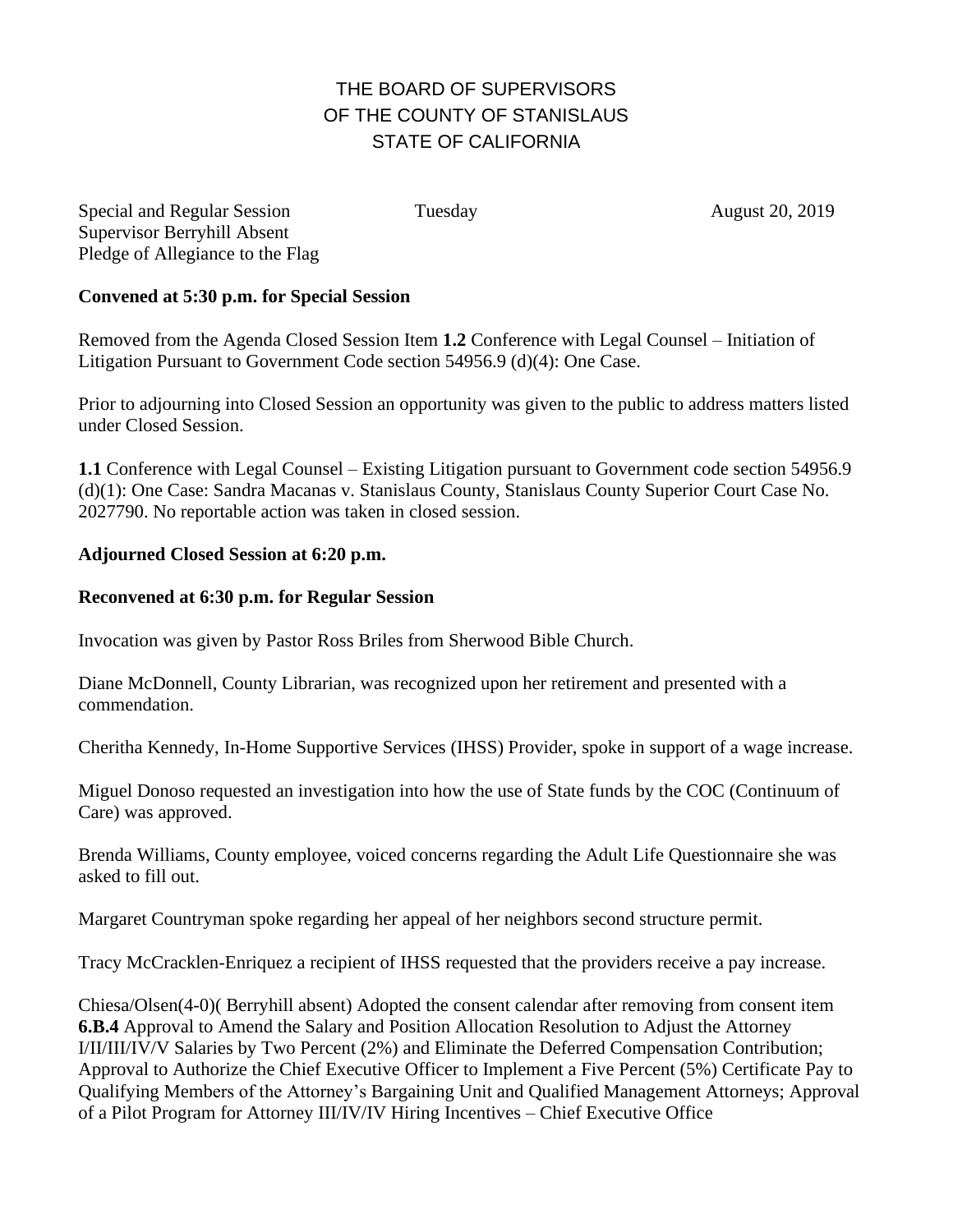# THE BOARD OF SUPERVISORS OF THE COUNTY OF STANISLAUS STATE OF CALIFORNIA

Special and Regular Session Tuesday August 20, 2019
Supervisor Berryhill Absent
Pledge of Allegiance to the Flag

**Convened at 5:30 p.m. for Special Session**

Removed from the Agenda Closed Session Item **1.2** Conference with Legal Counsel – Initiation of Litigation Pursuant to Government Code section 54956.9 (d)(4): One Case.

Prior to adjourning into Closed Session an opportunity was given to the public to address matters listed under Closed Session.

**1.1** Conference with Legal Counsel – Existing Litigation pursuant to Government code section 54956.9 (d)(1): One Case: Sandra Macanas v. Stanislaus County, Stanislaus County Superior Court Case No. 2027790. No reportable action was taken in closed session.

**Adjourned Closed Session at 6:20 p.m.**

**Reconvened at 6:30 p.m. for Regular Session**

Invocation was given by Pastor Ross Briles from Sherwood Bible Church.

Diane McDonnell, County Librarian, was recognized upon her retirement and presented with a commendation.

Cheritha Kennedy, In-Home Supportive Services (IHSS) Provider, spoke in support of a wage increase.

Miguel Donoso requested an investigation into how the use of State funds by the COC (Continuum of Care) was approved.

Brenda Williams, County employee, voiced concerns regarding the Adult Life Questionnaire she was asked to fill out.

Margaret Countryman spoke regarding her appeal of her neighbors second structure permit.

Tracy McCracklen-Enriquez a recipient of IHSS requested that the providers receive a pay increase.

Chiesa/Olsen(4-0)( Berryhill absent) Adopted the consent calendar after removing from consent item **6.B.4** Approval to Amend the Salary and Position Allocation Resolution to Adjust the Attorney I/II/III/IV/V Salaries by Two Percent (2%) and Eliminate the Deferred Compensation Contribution; Approval to Authorize the Chief Executive Officer to Implement a Five Percent (5%) Certificate Pay to Qualifying Members of the Attorney's Bargaining Unit and Qualified Management Attorneys; Approval of a Pilot Program for Attorney III/IV/IV Hiring Incentives – Chief Executive Office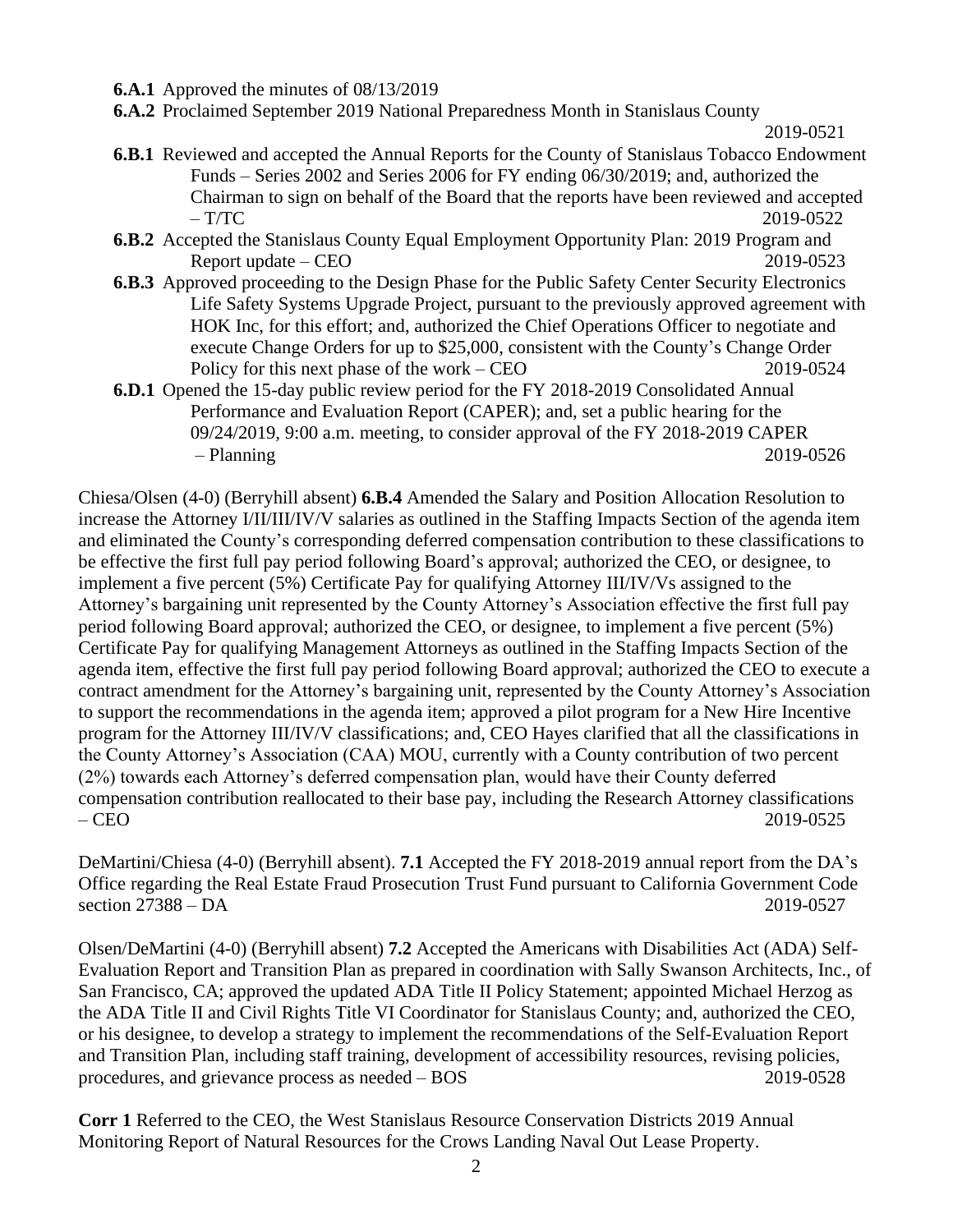**6.A.1** Approved the minutes of 08/13/2019

**6.A.2** Proclaimed September 2019 National Preparedness Month in Stanislaus County 2019-0521

**6.B.1** Reviewed and accepted the Annual Reports for the County of Stanislaus Tobacco Endowment Funds – Series 2002 and Series 2006 for FY ending 06/30/2019; and, authorized the Chairman to sign on behalf of the Board that the reports have been reviewed and accepted – T/TC 2019-0522

**6.B.2** Accepted the Stanislaus County Equal Employment Opportunity Plan: 2019 Program and Report update – CEO 2019-0523

**6.B.3** Approved proceeding to the Design Phase for the Public Safety Center Security Electronics Life Safety Systems Upgrade Project, pursuant to the previously approved agreement with HOK Inc, for this effort; and, authorized the Chief Operations Officer to negotiate and execute Change Orders for up to $25,000, consistent with the County's Change Order Policy for this next phase of the work – CEO 2019-0524

**6.D.1** Opened the 15-day public review period for the FY 2018-2019 Consolidated Annual Performance and Evaluation Report (CAPER); and, set a public hearing for the 09/24/2019, 9:00 a.m. meeting, to consider approval of the FY 2018-2019 CAPER – Planning 2019-0526

Chiesa/Olsen (4-0) (Berryhill absent) **6.B.4** Amended the Salary and Position Allocation Resolution to increase the Attorney I/II/III/IV/V salaries as outlined in the Staffing Impacts Section of the agenda item and eliminated the County's corresponding deferred compensation contribution to these classifications to be effective the first full pay period following Board's approval; authorized the CEO, or designee, to implement a five percent (5%) Certificate Pay for qualifying Attorney III/IV/Vs assigned to the Attorney's bargaining unit represented by the County Attorney's Association effective the first full pay period following Board approval; authorized the CEO, or designee, to implement a five percent (5%) Certificate Pay for qualifying Management Attorneys as outlined in the Staffing Impacts Section of the agenda item, effective the first full pay period following Board approval; authorized the CEO to execute a contract amendment for the Attorney's bargaining unit, represented by the County Attorney's Association to support the recommendations in the agenda item; approved a pilot program for a New Hire Incentive program for the Attorney III/IV/V classifications; and, CEO Hayes clarified that all the classifications in the County Attorney's Association (CAA) MOU, currently with a County contribution of two percent (2%) towards each Attorney's deferred compensation plan, would have their County deferred compensation contribution reallocated to their base pay, including the Research Attorney classifications – CEO 2019-0525

DeMartini/Chiesa (4-0) (Berryhill absent). **7.1** Accepted the FY 2018-2019 annual report from the DA's Office regarding the Real Estate Fraud Prosecution Trust Fund pursuant to California Government Code section 27388 – DA 2019-0527

Olsen/DeMartini (4-0) (Berryhill absent) **7.2** Accepted the Americans with Disabilities Act (ADA) Self-Evaluation Report and Transition Plan as prepared in coordination with Sally Swanson Architects, Inc., of San Francisco, CA; approved the updated ADA Title II Policy Statement; appointed Michael Herzog as the ADA Title II and Civil Rights Title VI Coordinator for Stanislaus County; and, authorized the CEO, or his designee, to develop a strategy to implement the recommendations of the Self-Evaluation Report and Transition Plan, including staff training, development of accessibility resources, revising policies, procedures, and grievance process as needed – BOS 2019-0528

**Corr 1** Referred to the CEO, the West Stanislaus Resource Conservation Districts 2019 Annual Monitoring Report of Natural Resources for the Crows Landing Naval Out Lease Property.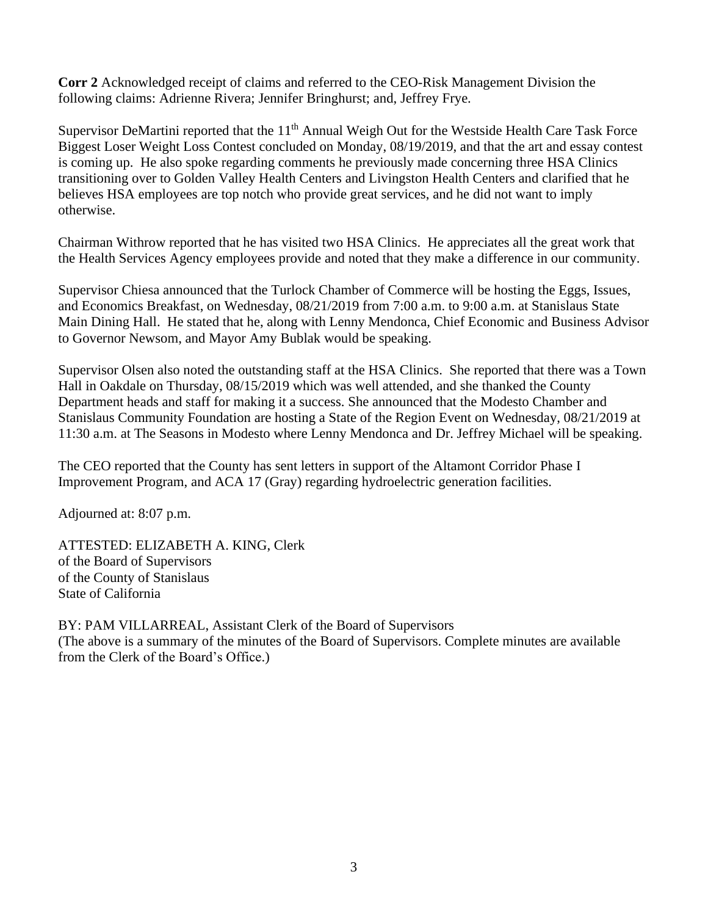**Corr 2** Acknowledged receipt of claims and referred to the CEO-Risk Management Division the following claims: Adrienne Rivera; Jennifer Bringhurst; and, Jeffrey Frye.

Supervisor DeMartini reported that the 11th Annual Weigh Out for the Westside Health Care Task Force Biggest Loser Weight Loss Contest concluded on Monday, 08/19/2019, and that the art and essay contest is coming up. He also spoke regarding comments he previously made concerning three HSA Clinics transitioning over to Golden Valley Health Centers and Livingston Health Centers and clarified that he believes HSA employees are top notch who provide great services, and he did not want to imply otherwise.

Chairman Withrow reported that he has visited two HSA Clinics. He appreciates all the great work that the Health Services Agency employees provide and noted that they make a difference in our community.

Supervisor Chiesa announced that the Turlock Chamber of Commerce will be hosting the Eggs, Issues, and Economics Breakfast, on Wednesday, 08/21/2019 from 7:00 a.m. to 9:00 a.m. at Stanislaus State Main Dining Hall. He stated that he, along with Lenny Mendonca, Chief Economic and Business Advisor to Governor Newsom, and Mayor Amy Bublak would be speaking.

Supervisor Olsen also noted the outstanding staff at the HSA Clinics. She reported that there was a Town Hall in Oakdale on Thursday, 08/15/2019 which was well attended, and she thanked the County Department heads and staff for making it a success. She announced that the Modesto Chamber and Stanislaus Community Foundation are hosting a State of the Region Event on Wednesday, 08/21/2019 at 11:30 a.m. at The Seasons in Modesto where Lenny Mendonca and Dr. Jeffrey Michael will be speaking.

The CEO reported that the County has sent letters in support of the Altamont Corridor Phase I Improvement Program, and ACA 17 (Gray) regarding hydroelectric generation facilities.

Adjourned at: 8:07 p.m.

ATTESTED: ELIZABETH A. KING, Clerk
of the Board of Supervisors
of the County of Stanislaus
State of California

BY: PAM VILLARREAL, Assistant Clerk of the Board of Supervisors
(The above is a summary of the minutes of the Board of Supervisors. Complete minutes are available from the Clerk of the Board's Office.)